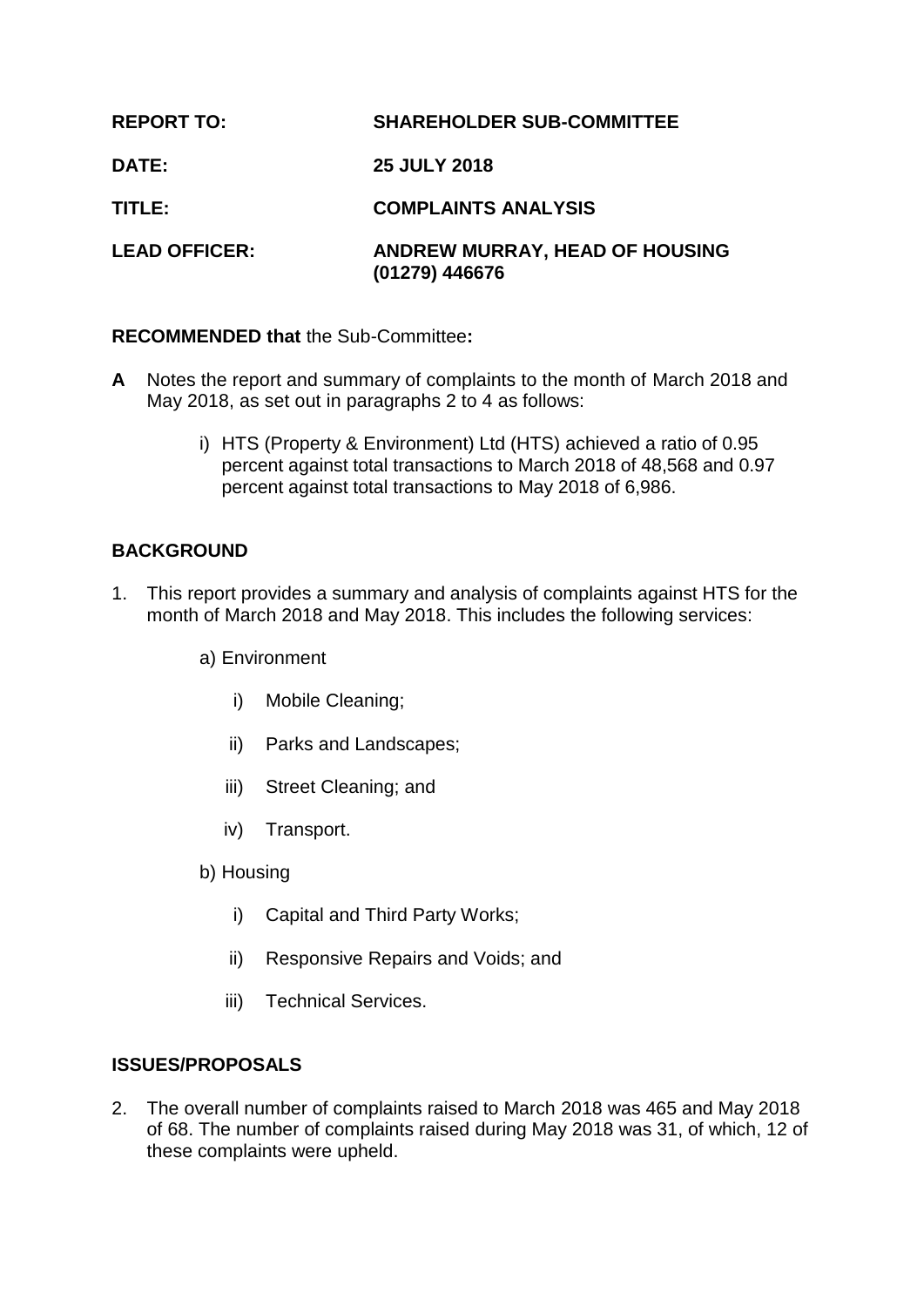| | |
|---|---|
| **REPORT TO:** | **SHAREHOLDER SUB-COMMITTEE** |
| **DATE:** | **25 JULY 2018** |
| **TITLE:** | **COMPLAINTS ANALYSIS** |
| **LEAD OFFICER:** | **ANDREW MURRAY, HEAD OF HOUSING (01279) 446676** |

**RECOMMENDED that** the Sub-Committee**:**

**A** Notes the report and summary of complaints to the month of March 2018 and May 2018, as set out in paragraphs 2 to 4 as follows:

  i) HTS (Property & Environment) Ltd (HTS) achieved a ratio of 0.95 percent against total transactions to March 2018 of 48,568 and 0.97 percent against total transactions to May 2018 of 6,986.

## BACKGROUND

1. This report provides a summary and analysis of complaints against HTS for the month of March 2018 and May 2018. This includes the following services:

   a) Environment

      i) Mobile Cleaning;

      ii) Parks and Landscapes;

      iii) Street Cleaning; and

      iv) Transport.

   b) Housing

      i) Capital and Third Party Works;

      ii) Responsive Repairs and Voids; and

      iii) Technical Services.

## ISSUES/PROPOSALS

2. The overall number of complaints raised to March 2018 was 465 and May 2018 of 68. The number of complaints raised during May 2018 was 31, of which, 12 of these complaints were upheld.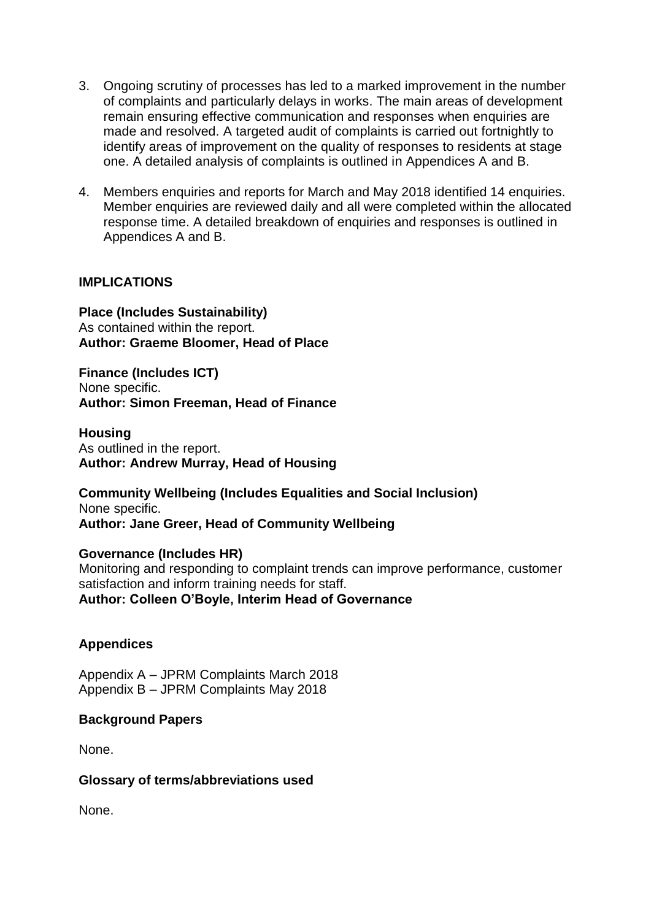3. Ongoing scrutiny of processes has led to a marked improvement in the number of complaints and particularly delays in works. The main areas of development remain ensuring effective communication and responses when enquiries are made and resolved. A targeted audit of complaints is carried out fortnightly to identify areas of improvement on the quality of responses to residents at stage one. A detailed analysis of complaints is outlined in Appendices A and B.

4. Members enquiries and reports for March and May 2018 identified 14 enquiries. Member enquiries are reviewed daily and all were completed within the allocated response time. A detailed breakdown of enquiries and responses is outlined in Appendices A and B.

## IMPLICATIONS

**Place (Includes Sustainability)**
As contained within the report.
**Author: Graeme Bloomer, Head of Place**

**Finance (Includes ICT)**
None specific.
**Author: Simon Freeman, Head of Finance**

**Housing**
As outlined in the report.
**Author: Andrew Murray, Head of Housing**

**Community Wellbeing (Includes Equalities and Social Inclusion)**
None specific.
**Author: Jane Greer, Head of Community Wellbeing**

**Governance (Includes HR)**
Monitoring and responding to complaint trends can improve performance, customer satisfaction and inform training needs for staff.
**Author: Colleen O'Boyle, Interim Head of Governance**

## Appendices

Appendix A – JPRM Complaints March 2018
Appendix B – JPRM Complaints May 2018

## Background Papers

None.

## Glossary of terms/abbreviations used

None.